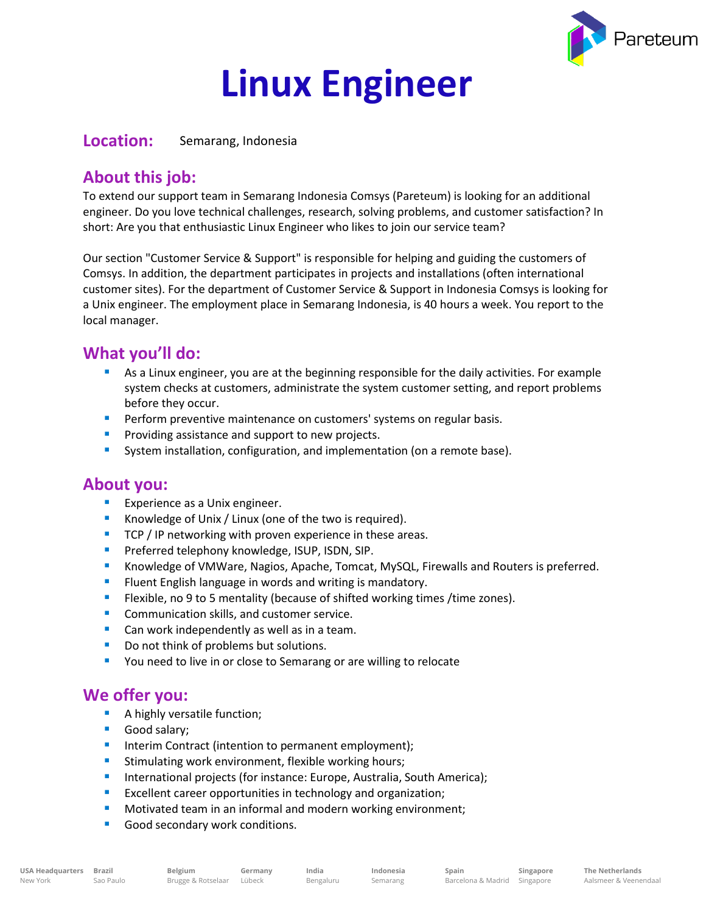# Linux Engineer

**Location:** Semarang, Indonesia

## About this job:

To extend our support team in Semarang Indonesia Comsys (Pareteum) is looking for an additional engineer. Do you love technical challenges, research, solving problems, and customer satisfaction? In short: Are you that enthusiastic Linux Engineer who likes to join our service team?

Our section "Customer Service & Support" is responsible for helping and guiding the customers of Comsys. In addition, the department participates in projects and installations (often international customer sites). For the department of Customer Service & Support in Indonesia Comsys is looking for a Unix engineer. The employment place in Semarang Indonesia, is 40 hours a week. You report to the local manager.

## What you'll do:

- As a Linux engineer, you are at the beginning responsible for the daily activities. For example system checks at customers, administrate the system customer setting, and report problems before they occur.
- Perform preventive maintenance on customers' systems on regular basis.
- Providing assistance and support to new projects.
- System installation, configuration, and implementation (on a remote base).

## About you:

- Experience as a Unix engineer.
- Knowledge of Unix / Linux (one of the two is required).
- TCP / IP networking with proven experience in these areas.
- Preferred telephony knowledge, ISUP, ISDN, SIP.
- Knowledge of VMWare, Nagios, Apache, Tomcat, MySQL, Firewalls and Routers is preferred.
- Fluent English language in words and writing is mandatory.
- Flexible, no 9 to 5 mentality (because of shifted working times /time zones).
- Communication skills, and customer service.
- Can work independently as well as in a team.
- Do not think of problems but solutions.
- You need to live in or close to Semarang or are willing to relocate

## We offer you:

- A highly versatile function;
- Good salary;
- Interim Contract (intention to permanent employment);
- Stimulating work environment, flexible working hours;
- International projects (for instance: Europe, Australia, South America);
- Excellent career opportunities in technology and organization;
- Motivated team in an informal and modern working environment;
- Good secondary work conditions.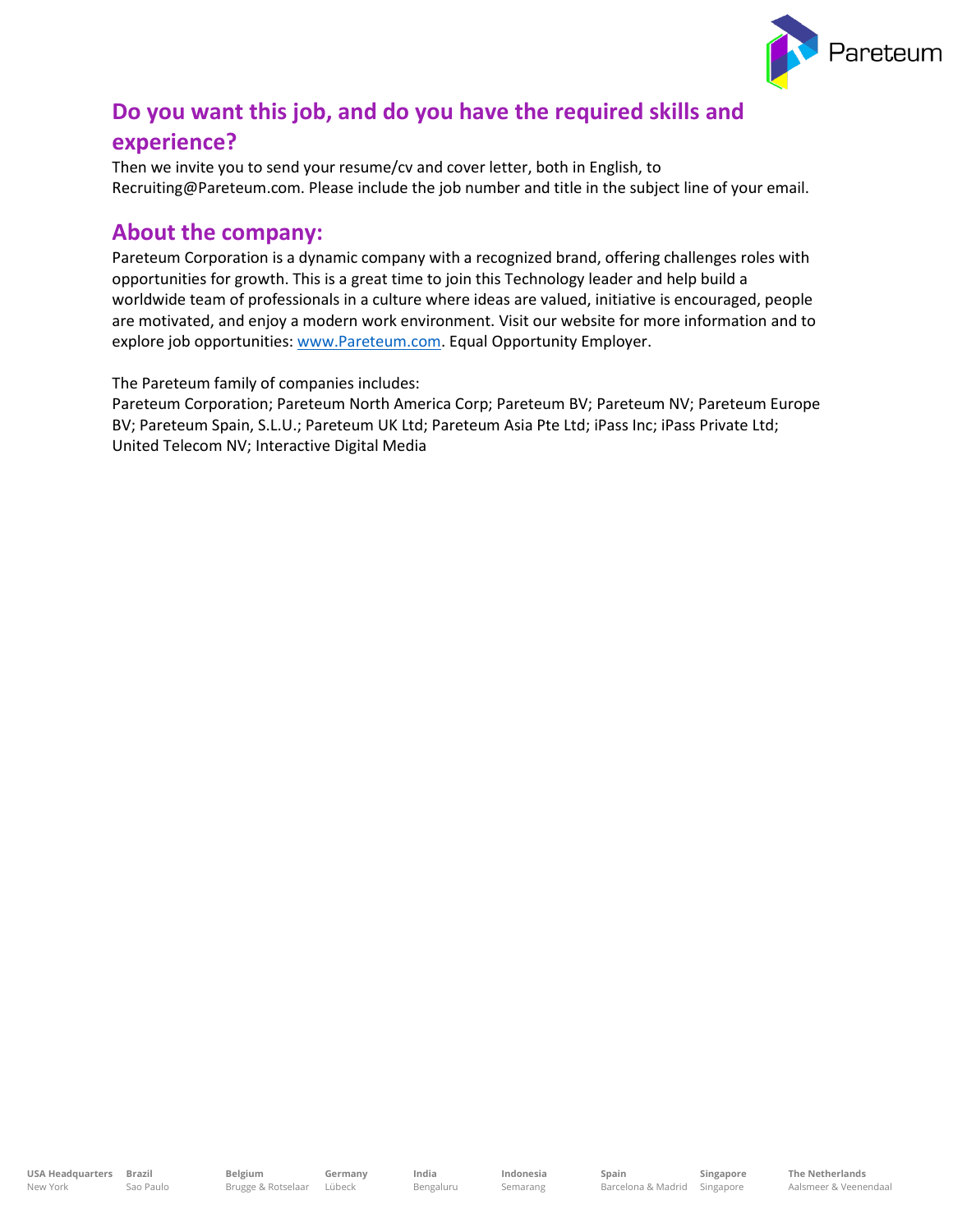## Do you want this job, and do you have the required skills and experience?

Then we invite you to send your resume/cv and cover letter, both in English, to Recruiting@Pareteum.com. Please include the job number and title in the subject line of your email.

## About the company:

Pareteum Corporation is a dynamic company with a recognized brand, offering challenges roles with opportunities for growth. This is a great time to join this Technology leader and help build a worldwide team of professionals in a culture where ideas are valued, initiative is encouraged, people are motivated, and enjoy a modern work environment. Visit our website for more information and to explore job opportunities: [www.Pareteum.com](http://www.Pareteum.com). Equal Opportunity Employer.

The Pareteum family of companies includes:
Pareteum Corporation; Pareteum North America Corp; Pareteum BV; Pareteum NV; Pareteum Europe BV; Pareteum Spain, S.L.U.; Pareteum UK Ltd; Pareteum Asia Pte Ltd; iPass Inc; iPass Private Ltd; United Telecom NV; Interactive Digital Media